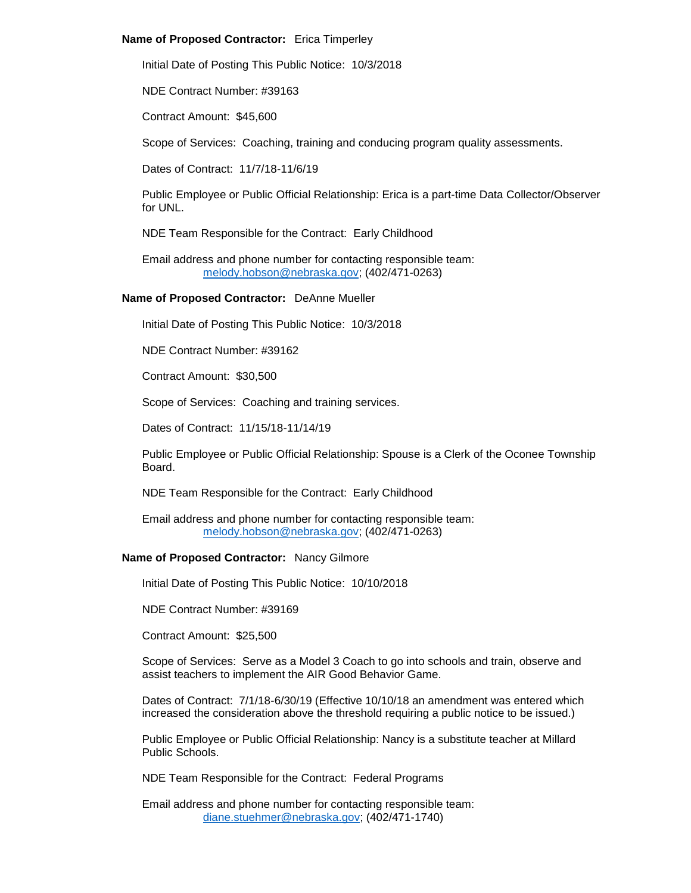**Name of Proposed Contractor:** Erica Timperley

Initial Date of Posting This Public Notice: 10/3/2018

NDE Contract Number: #39163

Contract Amount: $45,600

Scope of Services: Coaching, training and conducing program quality assessments.

Dates of Contract: 11/7/18-11/6/19

Public Employee or Public Official Relationship: Erica is a part-time Data Collector/Observer for UNL.

NDE Team Responsible for the Contract: Early Childhood

Email address and phone number for contacting responsible team:
melody.hobson@nebraska.gov; (402/471-0263)

**Name of Proposed Contractor:** DeAnne Mueller

Initial Date of Posting This Public Notice: 10/3/2018

NDE Contract Number: #39162

Contract Amount: $30,500

Scope of Services: Coaching and training services.

Dates of Contract: 11/15/18-11/14/19

Public Employee or Public Official Relationship: Spouse is a Clerk of the Oconee Township Board.

NDE Team Responsible for the Contract: Early Childhood

Email address and phone number for contacting responsible team:
melody.hobson@nebraska.gov; (402/471-0263)

**Name of Proposed Contractor:** Nancy Gilmore

Initial Date of Posting This Public Notice: 10/10/2018

NDE Contract Number: #39169

Contract Amount: $25,500

Scope of Services: Serve as a Model 3 Coach to go into schools and train, observe and assist teachers to implement the AIR Good Behavior Game.

Dates of Contract: 7/1/18-6/30/19 (Effective 10/10/18 an amendment was entered which increased the consideration above the threshold requiring a public notice to be issued.)

Public Employee or Public Official Relationship: Nancy is a substitute teacher at Millard Public Schools.

NDE Team Responsible for the Contract: Federal Programs

Email address and phone number for contacting responsible team:
diane.stuehmer@nebraska.gov; (402/471-1740)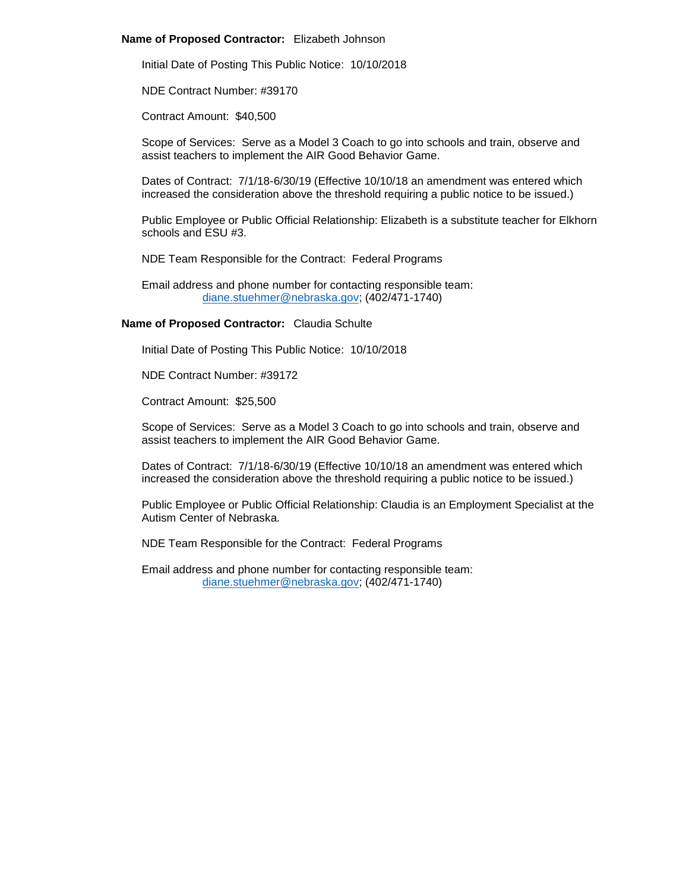**Name of Proposed Contractor:** Elizabeth Johnson

Initial Date of Posting This Public Notice: 10/10/2018

NDE Contract Number: #39170

Contract Amount: $40,500

Scope of Services: Serve as a Model 3 Coach to go into schools and train, observe and assist teachers to implement the AIR Good Behavior Game.

Dates of Contract: 7/1/18-6/30/19 (Effective 10/10/18 an amendment was entered which increased the consideration above the threshold requiring a public notice to be issued.)

Public Employee or Public Official Relationship: Elizabeth is a substitute teacher for Elkhorn schools and ESU #3.

NDE Team Responsible for the Contract: Federal Programs

Email address and phone number for contacting responsible team:
diane.stuehmer@nebraska.gov; (402/471-1740)

**Name of Proposed Contractor:** Claudia Schulte

Initial Date of Posting This Public Notice: 10/10/2018

NDE Contract Number: #39172

Contract Amount: $25,500

Scope of Services: Serve as a Model 3 Coach to go into schools and train, observe and assist teachers to implement the AIR Good Behavior Game.

Dates of Contract: 7/1/18-6/30/19 (Effective 10/10/18 an amendment was entered which increased the consideration above the threshold requiring a public notice to be issued.)

Public Employee or Public Official Relationship: Claudia is an Employment Specialist at the Autism Center of Nebraska.

NDE Team Responsible for the Contract: Federal Programs

Email address and phone number for contacting responsible team:
diane.stuehmer@nebraska.gov; (402/471-1740)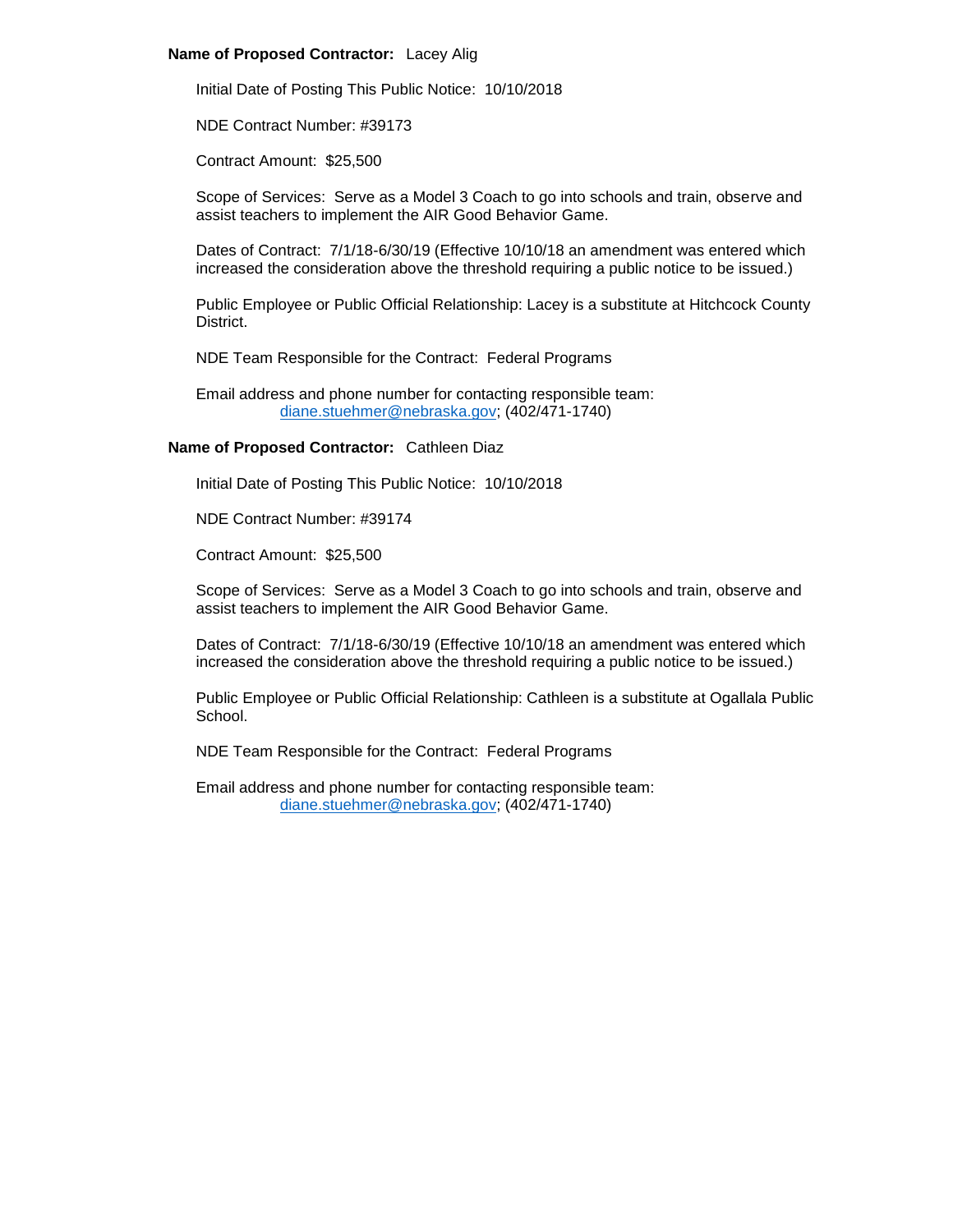**Name of Proposed Contractor:** Lacey Alig

Initial Date of Posting This Public Notice: 10/10/2018

NDE Contract Number: #39173

Contract Amount: $25,500

Scope of Services: Serve as a Model 3 Coach to go into schools and train, observe and assist teachers to implement the AIR Good Behavior Game.

Dates of Contract: 7/1/18-6/30/19 (Effective 10/10/18 an amendment was entered which increased the consideration above the threshold requiring a public notice to be issued.)

Public Employee or Public Official Relationship: Lacey is a substitute at Hitchcock County District.

NDE Team Responsible for the Contract: Federal Programs

Email address and phone number for contacting responsible team:
diane.stuehmer@nebraska.gov; (402/471-1740)

**Name of Proposed Contractor:** Cathleen Diaz

Initial Date of Posting This Public Notice: 10/10/2018

NDE Contract Number: #39174

Contract Amount: $25,500

Scope of Services: Serve as a Model 3 Coach to go into schools and train, observe and assist teachers to implement the AIR Good Behavior Game.

Dates of Contract: 7/1/18-6/30/19 (Effective 10/10/18 an amendment was entered which increased the consideration above the threshold requiring a public notice to be issued.)

Public Employee or Public Official Relationship: Cathleen is a substitute at Ogallala Public School.

NDE Team Responsible for the Contract: Federal Programs

Email address and phone number for contacting responsible team:
diane.stuehmer@nebraska.gov; (402/471-1740)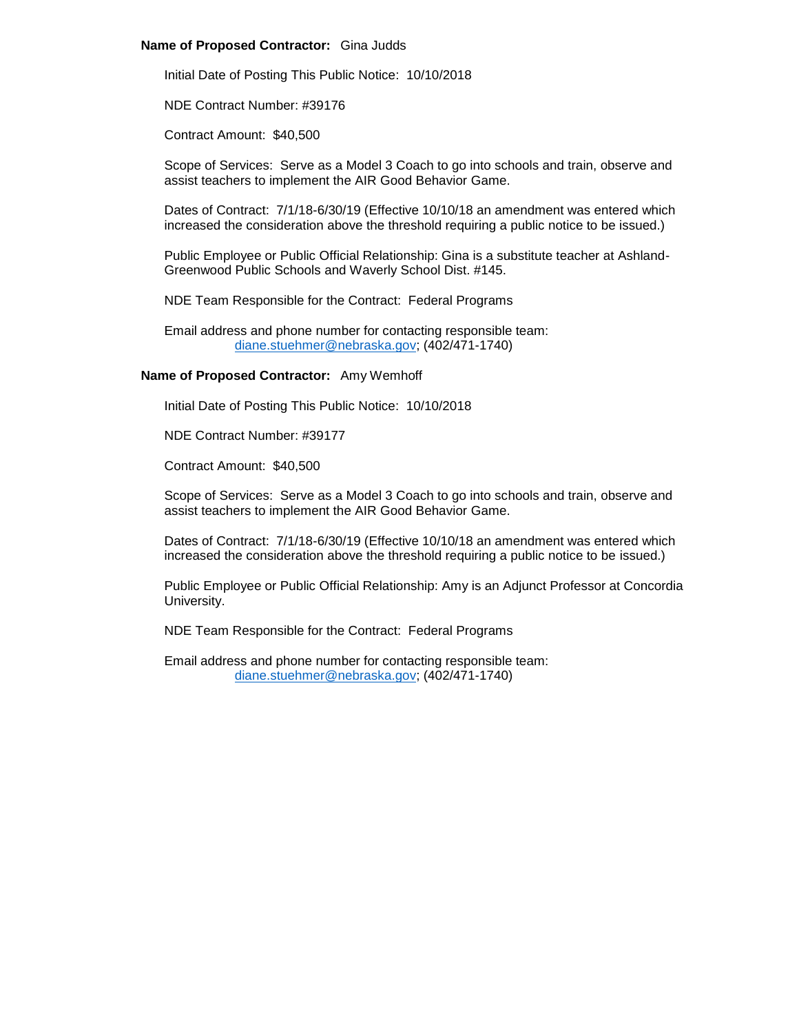**Name of Proposed Contractor:** Gina Judds

Initial Date of Posting This Public Notice: 10/10/2018

NDE Contract Number: #39176

Contract Amount: $40,500

Scope of Services: Serve as a Model 3 Coach to go into schools and train, observe and assist teachers to implement the AIR Good Behavior Game.

Dates of Contract: 7/1/18-6/30/19 (Effective 10/10/18 an amendment was entered which increased the consideration above the threshold requiring a public notice to be issued.)

Public Employee or Public Official Relationship: Gina is a substitute teacher at Ashland-Greenwood Public Schools and Waverly School Dist. #145.

NDE Team Responsible for the Contract: Federal Programs

Email address and phone number for contacting responsible team:
diane.stuehmer@nebraska.gov; (402/471-1740)

**Name of Proposed Contractor:** Amy Wemhoff

Initial Date of Posting This Public Notice: 10/10/2018

NDE Contract Number: #39177

Contract Amount: $40,500

Scope of Services: Serve as a Model 3 Coach to go into schools and train, observe and assist teachers to implement the AIR Good Behavior Game.

Dates of Contract: 7/1/18-6/30/19 (Effective 10/10/18 an amendment was entered which increased the consideration above the threshold requiring a public notice to be issued.)

Public Employee or Public Official Relationship: Amy is an Adjunct Professor at Concordia University.

NDE Team Responsible for the Contract: Federal Programs

Email address and phone number for contacting responsible team:
diane.stuehmer@nebraska.gov; (402/471-1740)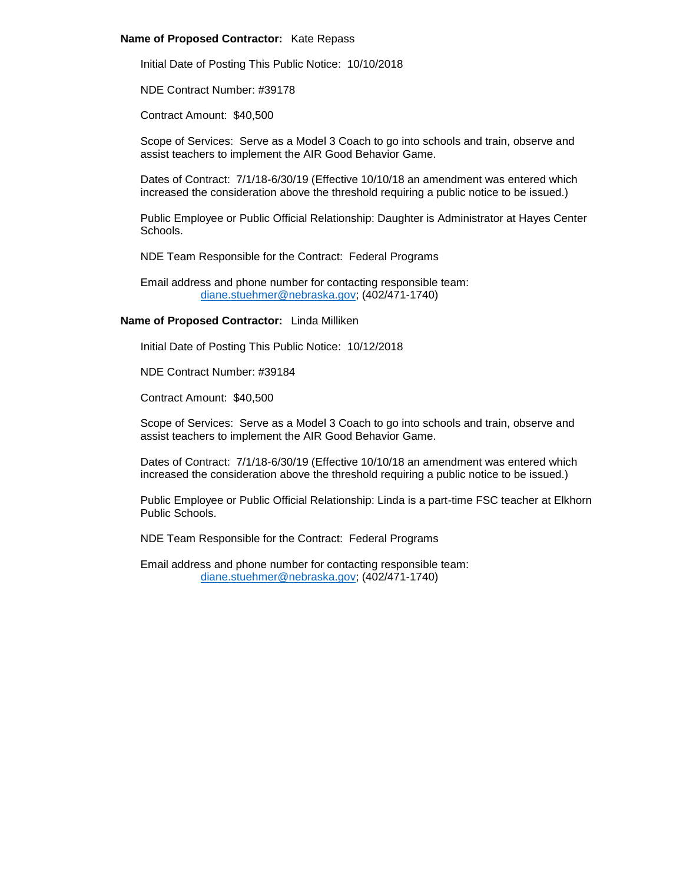**Name of Proposed Contractor:** Kate Repass

Initial Date of Posting This Public Notice: 10/10/2018

NDE Contract Number: #39178

Contract Amount: $40,500

Scope of Services: Serve as a Model 3 Coach to go into schools and train, observe and assist teachers to implement the AIR Good Behavior Game.

Dates of Contract: 7/1/18-6/30/19 (Effective 10/10/18 an amendment was entered which increased the consideration above the threshold requiring a public notice to be issued.)

Public Employee or Public Official Relationship: Daughter is Administrator at Hayes Center Schools.

NDE Team Responsible for the Contract: Federal Programs

Email address and phone number for contacting responsible team:
diane.stuehmer@nebraska.gov; (402/471-1740)

**Name of Proposed Contractor:** Linda Milliken

Initial Date of Posting This Public Notice: 10/12/2018

NDE Contract Number: #39184

Contract Amount: $40,500

Scope of Services: Serve as a Model 3 Coach to go into schools and train, observe and assist teachers to implement the AIR Good Behavior Game.

Dates of Contract: 7/1/18-6/30/19 (Effective 10/10/18 an amendment was entered which increased the consideration above the threshold requiring a public notice to be issued.)

Public Employee or Public Official Relationship: Linda is a part-time FSC teacher at Elkhorn Public Schools.

NDE Team Responsible for the Contract: Federal Programs

Email address and phone number for contacting responsible team:
diane.stuehmer@nebraska.gov; (402/471-1740)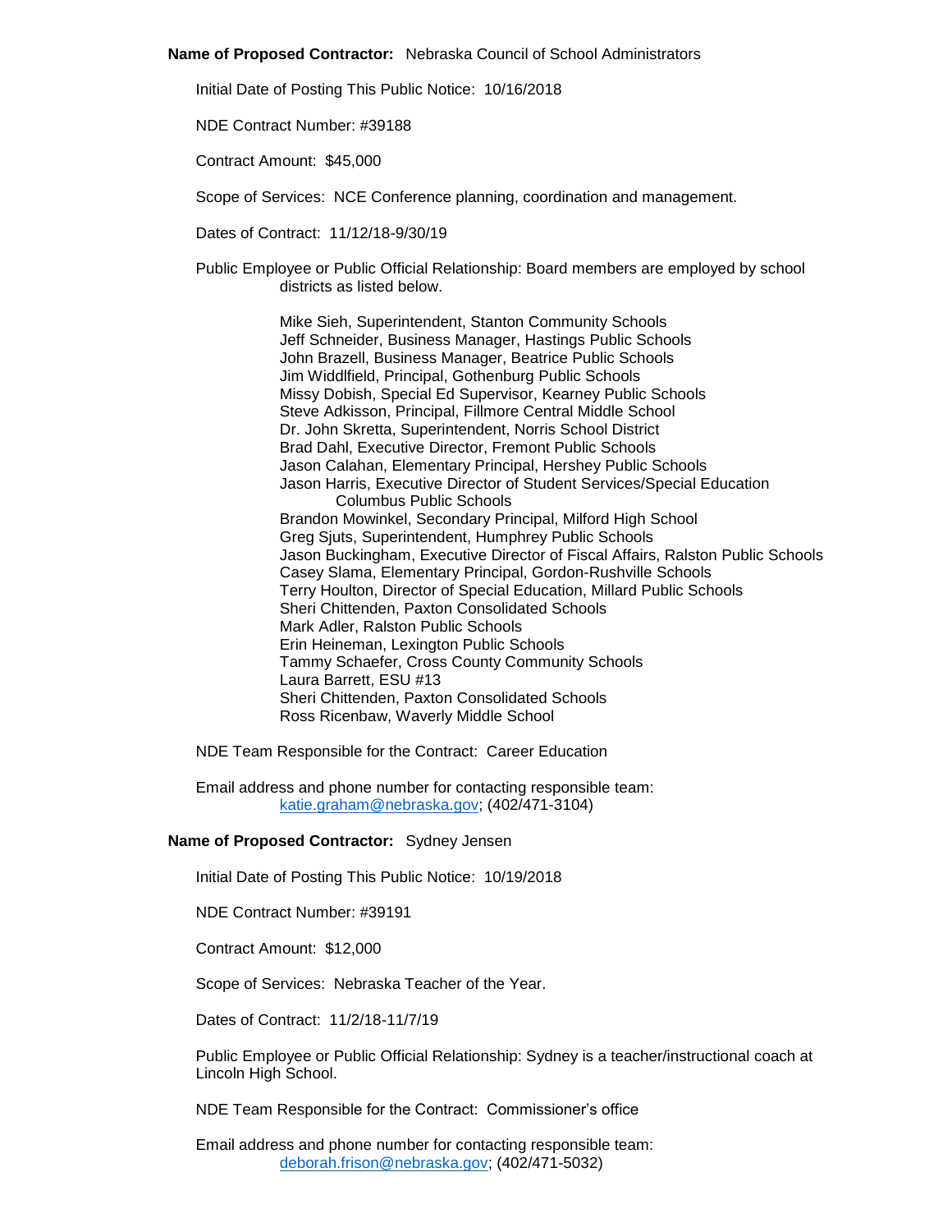**Name of Proposed Contractor:** Nebraska Council of School Administrators

Initial Date of Posting This Public Notice: 10/16/2018

NDE Contract Number: #39188

Contract Amount: $45,000

Scope of Services: NCE Conference planning, coordination and management.

Dates of Contract: 11/12/18-9/30/19

Public Employee or Public Official Relationship: Board members are employed by school districts as listed below.

Mike Sieh, Superintendent, Stanton Community Schools
Jeff Schneider, Business Manager, Hastings Public Schools
John Brazell, Business Manager, Beatrice Public Schools
Jim Widdlfield, Principal, Gothenburg Public Schools
Missy Dobish, Special Ed Supervisor, Kearney Public Schools
Steve Adkisson, Principal, Fillmore Central Middle School
Dr. John Skretta, Superintendent, Norris School District
Brad Dahl, Executive Director, Fremont Public Schools
Jason Calahan, Elementary Principal, Hershey Public Schools
Jason Harris, Executive Director of Student Services/Special Education Columbus Public Schools
Brandon Mowinkel, Secondary Principal, Milford High School
Greg Sjuts, Superintendent, Humphrey Public Schools
Jason Buckingham, Executive Director of Fiscal Affairs, Ralston Public Schools
Casey Slama, Elementary Principal, Gordon-Rushville Schools
Terry Houlton, Director of Special Education, Millard Public Schools
Sheri Chittenden, Paxton Consolidated Schools
Mark Adler, Ralston Public Schools
Erin Heineman, Lexington Public Schools
Tammy Schaefer, Cross County Community Schools
Laura Barrett, ESU #13
Sheri Chittenden, Paxton Consolidated Schools
Ross Ricenbaw, Waverly Middle School

NDE Team Responsible for the Contract: Career Education

Email address and phone number for contacting responsible team: katie.graham@nebraska.gov; (402/471-3104)

**Name of Proposed Contractor:** Sydney Jensen

Initial Date of Posting This Public Notice: 10/19/2018

NDE Contract Number: #39191

Contract Amount: $12,000

Scope of Services: Nebraska Teacher of the Year.

Dates of Contract: 11/2/18-11/7/19

Public Employee or Public Official Relationship: Sydney is a teacher/instructional coach at Lincoln High School.

NDE Team Responsible for the Contract: Commissioner's office

Email address and phone number for contacting responsible team: deborah.frison@nebraska.gov; (402/471-5032)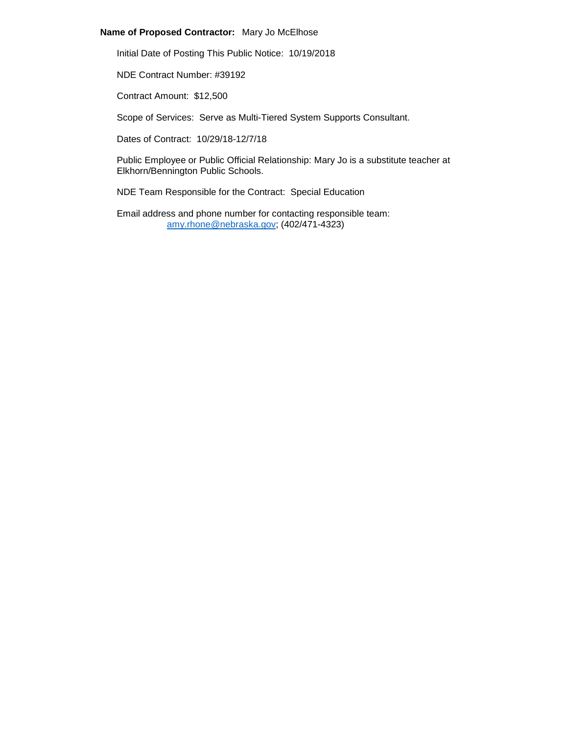**Name of Proposed Contractor:** Mary Jo McElhose

Initial Date of Posting This Public Notice: 10/19/2018

NDE Contract Number: #39192

Contract Amount: $12,500

Scope of Services: Serve as Multi-Tiered System Supports Consultant.

Dates of Contract: 10/29/18-12/7/18

Public Employee or Public Official Relationship: Mary Jo is a substitute teacher at Elkhorn/Bennington Public Schools.

NDE Team Responsible for the Contract: Special Education

Email address and phone number for contacting responsible team:
amy.rhone@nebraska.gov; (402/471-4323)